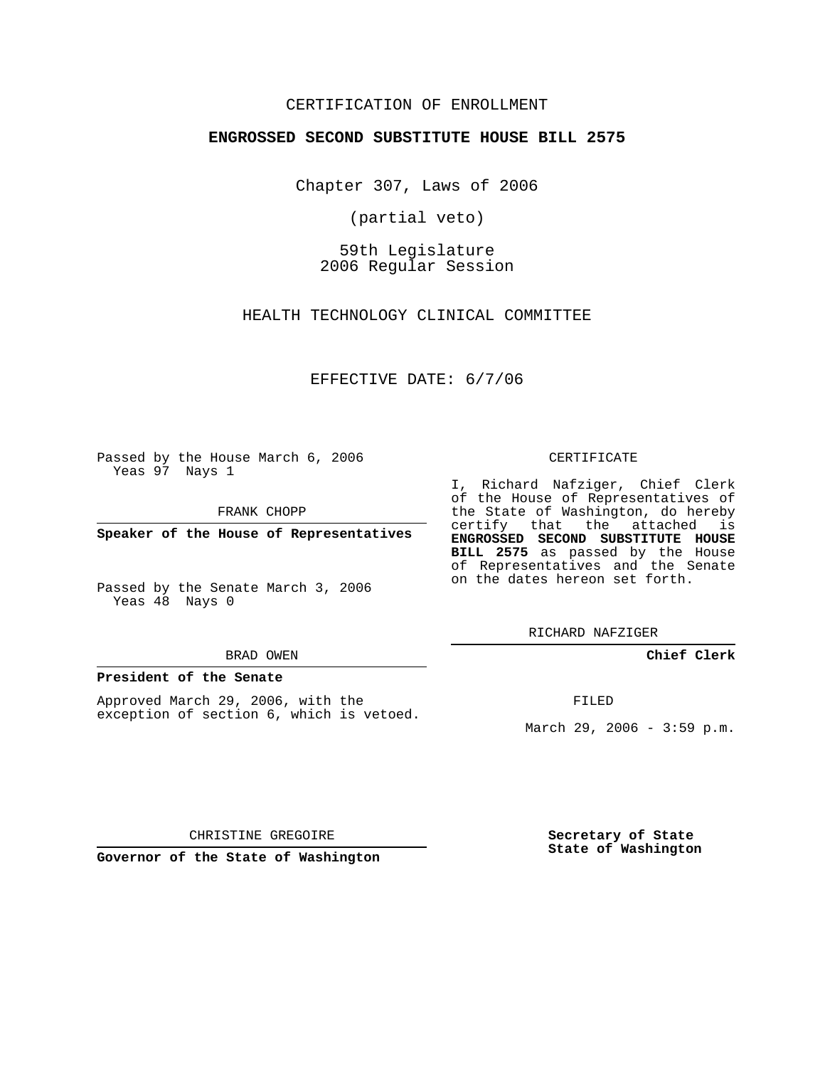CERTIFICATION OF ENROLLMENT

**ENGROSSED SECOND SUBSTITUTE HOUSE BILL 2575**

Chapter 307, Laws of 2006

(partial veto)

59th Legislature
2006 Regular Session

HEALTH TECHNOLOGY CLINICAL COMMITTEE

EFFECTIVE DATE: 6/7/06

Passed by the House March 6, 2006
Yeas 97 Nays 1

FRANK CHOPP

**Speaker of the House of Representatives**

Passed by the Senate March 3, 2006
Yeas 48 Nays 0

BRAD OWEN

**President of the Senate**

Approved March 29, 2006, with the exception of section 6, which is vetoed.

CHRISTINE GREGOIRE

**Governor of the State of Washington**

CERTIFICATE

I, Richard Nafziger, Chief Clerk of the House of Representatives of the State of Washington, do hereby certify that the attached is **ENGROSSED SECOND SUBSTITUTE HOUSE BILL 2575** as passed by the House of Representatives and the Senate on the dates hereon set forth.

RICHARD NAFZIGER

**Chief Clerk**

FILED

March 29, 2006 - 3:59 p.m.

**Secretary of State**
**State of Washington**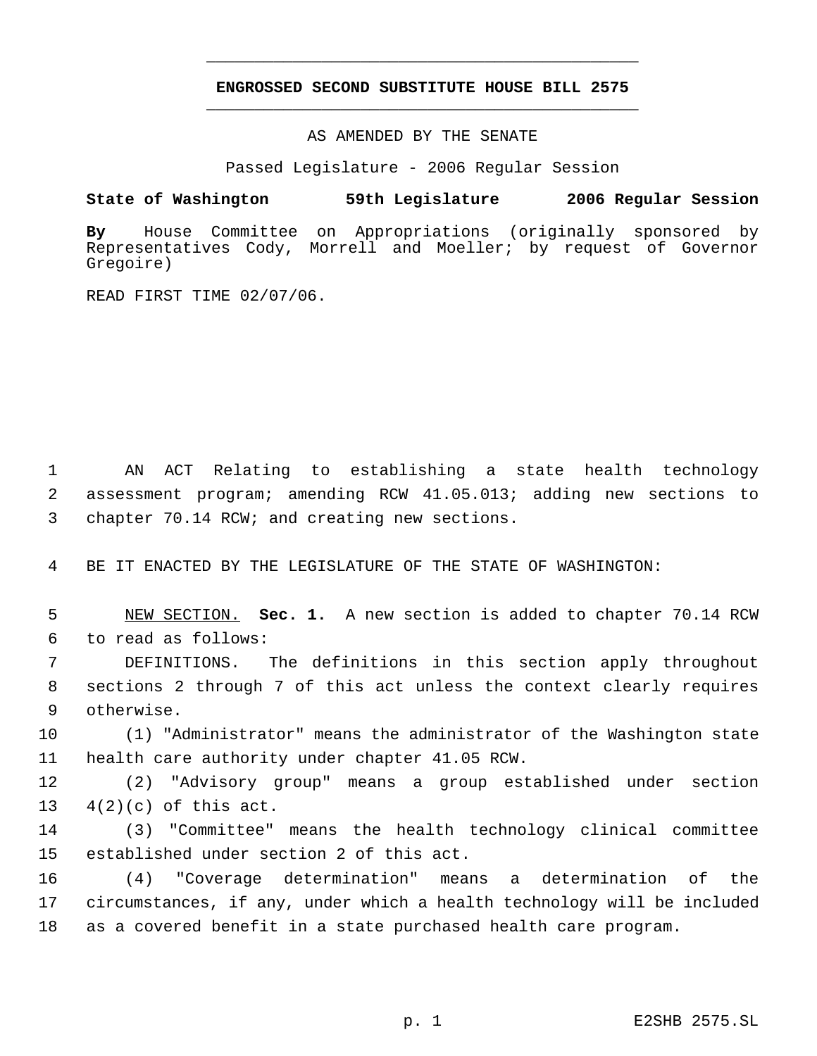# ENGROSSED SECOND SUBSTITUTE HOUSE BILL 2575

AS AMENDED BY THE SENATE

Passed Legislature - 2006 Regular Session

**State of Washington 59th Legislature 2006 Regular Session**

**By** House Committee on Appropriations (originally sponsored by Representatives Cody, Morrell and Moeller; by request of Governor Gregoire)

READ FIRST TIME 02/07/06.

AN ACT Relating to establishing a state health technology assessment program; amending RCW 41.05.013; adding new sections to chapter 70.14 RCW; and creating new sections.

BE IT ENACTED BY THE LEGISLATURE OF THE STATE OF WASHINGTON:

NEW SECTION. **Sec. 1.** A new section is added to chapter 70.14 RCW to read as follows:

DEFINITIONS. The definitions in this section apply throughout sections 2 through 7 of this act unless the context clearly requires otherwise.

(1) "Administrator" means the administrator of the Washington state health care authority under chapter 41.05 RCW.

(2) "Advisory group" means a group established under section 4(2)(c) of this act.

(3) "Committee" means the health technology clinical committee established under section 2 of this act.

(4) "Coverage determination" means a determination of the circumstances, if any, under which a health technology will be included as a covered benefit in a state purchased health care program.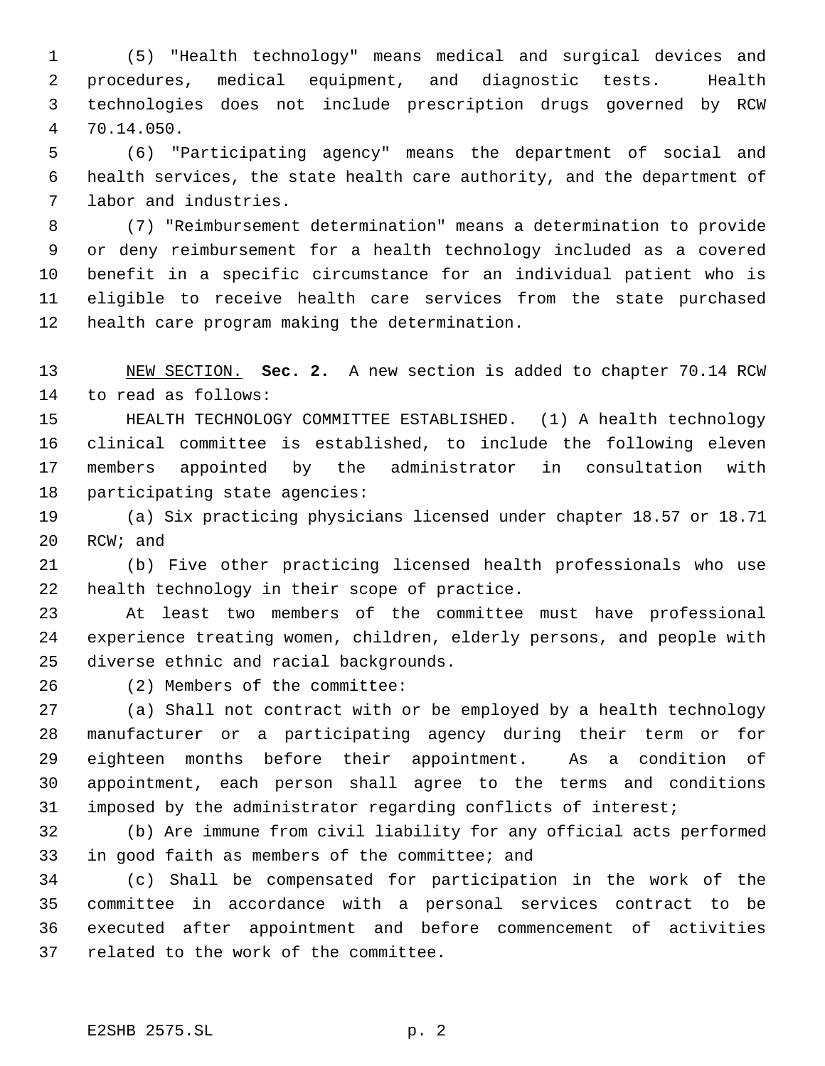(5) "Health technology" means medical and surgical devices and procedures, medical equipment, and diagnostic tests. Health technologies does not include prescription drugs governed by RCW 70.14.050.

(6) "Participating agency" means the department of social and health services, the state health care authority, and the department of labor and industries.

(7) "Reimbursement determination" means a determination to provide or deny reimbursement for a health technology included as a covered benefit in a specific circumstance for an individual patient who is eligible to receive health care services from the state purchased health care program making the determination.

NEW SECTION. **Sec. 2.** A new section is added to chapter 70.14 RCW to read as follows:

HEALTH TECHNOLOGY COMMITTEE ESTABLISHED. (1) A health technology clinical committee is established, to include the following eleven members appointed by the administrator in consultation with participating state agencies:

(a) Six practicing physicians licensed under chapter 18.57 or 18.71 RCW; and

(b) Five other practicing licensed health professionals who use health technology in their scope of practice.

At least two members of the committee must have professional experience treating women, children, elderly persons, and people with diverse ethnic and racial backgrounds.

(2) Members of the committee:

(a) Shall not contract with or be employed by a health technology manufacturer or a participating agency during their term or for eighteen months before their appointment. As a condition of appointment, each person shall agree to the terms and conditions imposed by the administrator regarding conflicts of interest;

(b) Are immune from civil liability for any official acts performed in good faith as members of the committee; and

(c) Shall be compensated for participation in the work of the committee in accordance with a personal services contract to be executed after appointment and before commencement of activities related to the work of the committee.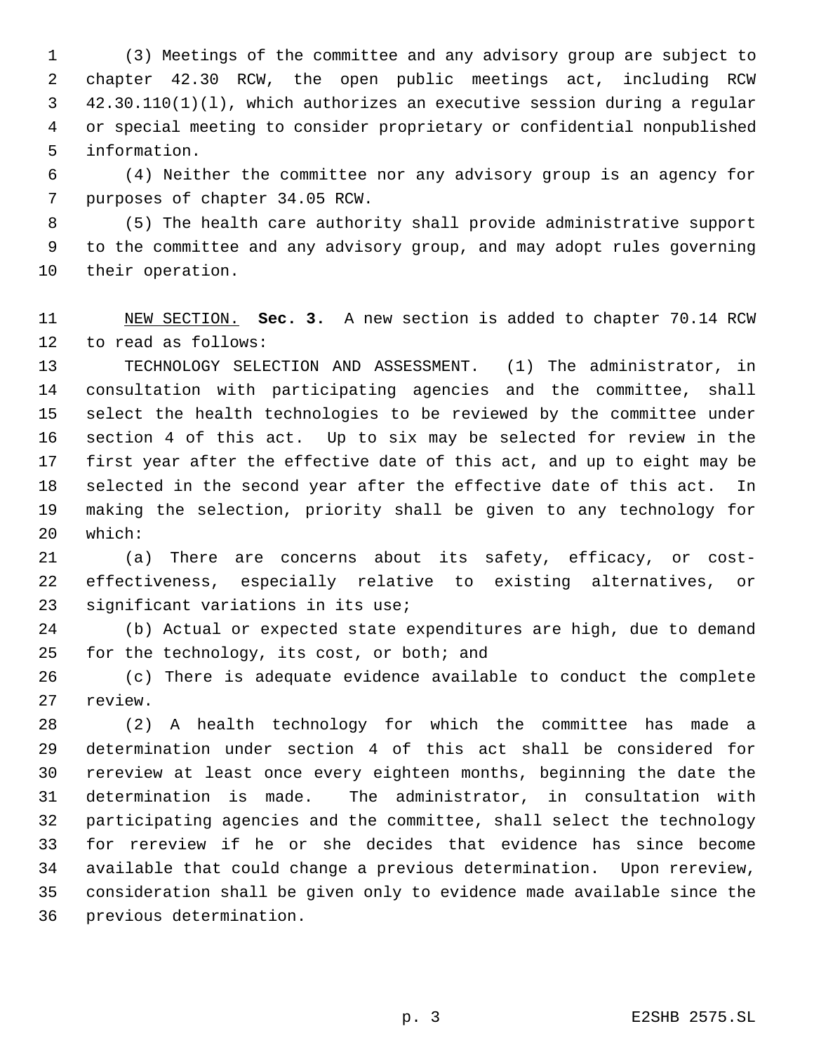(3) Meetings of the committee and any advisory group are subject to chapter 42.30 RCW, the open public meetings act, including RCW 42.30.110(1)(l), which authorizes an executive session during a regular or special meeting to consider proprietary or confidential nonpublished information.

(4) Neither the committee nor any advisory group is an agency for purposes of chapter 34.05 RCW.

(5) The health care authority shall provide administrative support to the committee and any advisory group, and may adopt rules governing their operation.

NEW SECTION. **Sec. 3.** A new section is added to chapter 70.14 RCW to read as follows:

TECHNOLOGY SELECTION AND ASSESSMENT. (1) The administrator, in consultation with participating agencies and the committee, shall select the health technologies to be reviewed by the committee under section 4 of this act. Up to six may be selected for review in the first year after the effective date of this act, and up to eight may be selected in the second year after the effective date of this act. In making the selection, priority shall be given to any technology for which:

(a) There are concerns about its safety, efficacy, or cost-effectiveness, especially relative to existing alternatives, or significant variations in its use;

(b) Actual or expected state expenditures are high, due to demand for the technology, its cost, or both; and

(c) There is adequate evidence available to conduct the complete review.

(2) A health technology for which the committee has made a determination under section 4 of this act shall be considered for rereview at least once every eighteen months, beginning the date the determination is made. The administrator, in consultation with participating agencies and the committee, shall select the technology for rereview if he or she decides that evidence has since become available that could change a previous determination. Upon rereview, consideration shall be given only to evidence made available since the previous determination.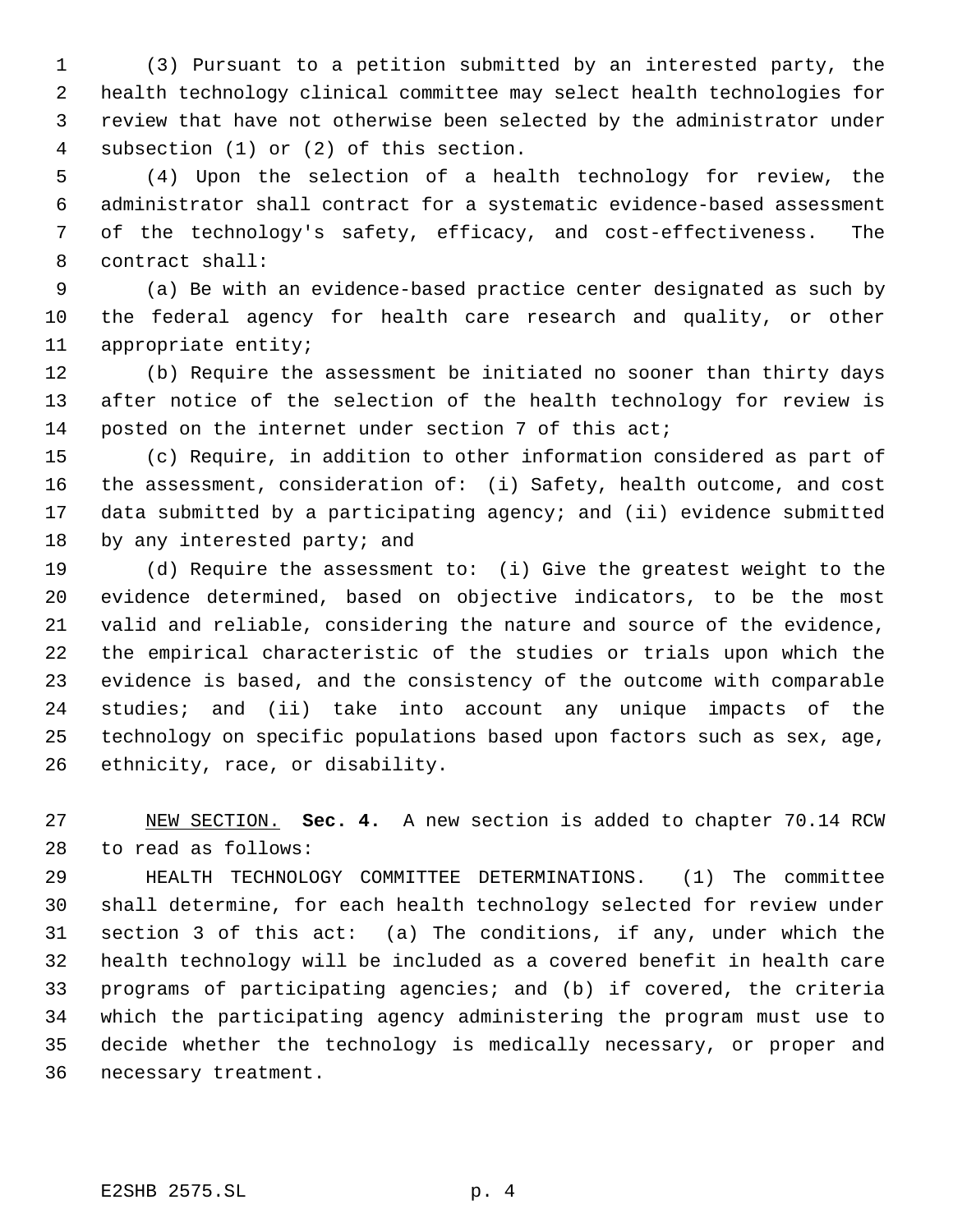(3) Pursuant to a petition submitted by an interested party, the health technology clinical committee may select health technologies for review that have not otherwise been selected by the administrator under subsection (1) or (2) of this section.

(4) Upon the selection of a health technology for review, the administrator shall contract for a systematic evidence-based assessment of the technology's safety, efficacy, and cost-effectiveness. The contract shall:

(a) Be with an evidence-based practice center designated as such by the federal agency for health care research and quality, or other appropriate entity;

(b) Require the assessment be initiated no sooner than thirty days after notice of the selection of the health technology for review is posted on the internet under section 7 of this act;

(c) Require, in addition to other information considered as part of the assessment, consideration of: (i) Safety, health outcome, and cost data submitted by a participating agency; and (ii) evidence submitted by any interested party; and

(d) Require the assessment to: (i) Give the greatest weight to the evidence determined, based on objective indicators, to be the most valid and reliable, considering the nature and source of the evidence, the empirical characteristic of the studies or trials upon which the evidence is based, and the consistency of the outcome with comparable studies; and (ii) take into account any unique impacts of the technology on specific populations based upon factors such as sex, age, ethnicity, race, or disability.

NEW SECTION. **Sec. 4.** A new section is added to chapter 70.14 RCW to read as follows:

HEALTH TECHNOLOGY COMMITTEE DETERMINATIONS. (1) The committee shall determine, for each health technology selected for review under section 3 of this act: (a) The conditions, if any, under which the health technology will be included as a covered benefit in health care programs of participating agencies; and (b) if covered, the criteria which the participating agency administering the program must use to decide whether the technology is medically necessary, or proper and necessary treatment.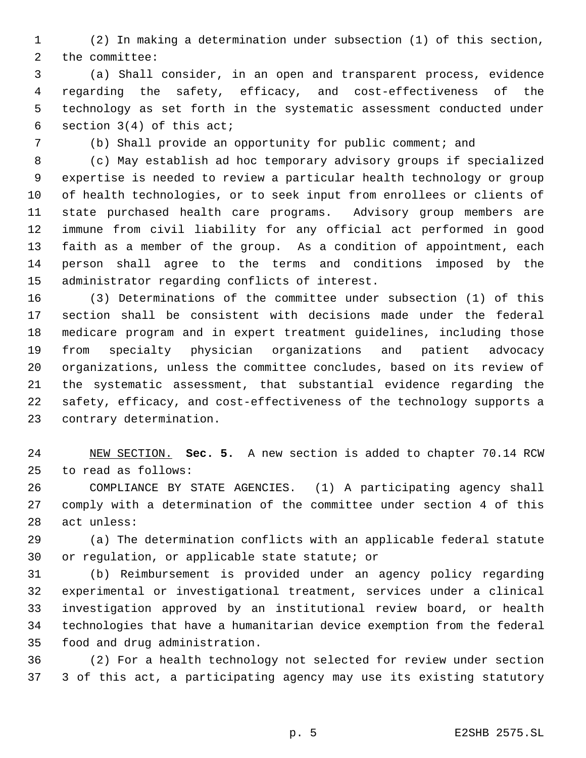(2) In making a determination under subsection (1) of this section, the committee:

(a) Shall consider, in an open and transparent process, evidence regarding the safety, efficacy, and cost-effectiveness of the technology as set forth in the systematic assessment conducted under section 3(4) of this act;

(b) Shall provide an opportunity for public comment; and

(c) May establish ad hoc temporary advisory groups if specialized expertise is needed to review a particular health technology or group of health technologies, or to seek input from enrollees or clients of state purchased health care programs. Advisory group members are immune from civil liability for any official act performed in good faith as a member of the group. As a condition of appointment, each person shall agree to the terms and conditions imposed by the administrator regarding conflicts of interest.

(3) Determinations of the committee under subsection (1) of this section shall be consistent with decisions made under the federal medicare program and in expert treatment guidelines, including those from specialty physician organizations and patient advocacy organizations, unless the committee concludes, based on its review of the systematic assessment, that substantial evidence regarding the safety, efficacy, and cost-effectiveness of the technology supports a contrary determination.

NEW SECTION. **Sec. 5.** A new section is added to chapter 70.14 RCW to read as follows:

COMPLIANCE BY STATE AGENCIES. (1) A participating agency shall comply with a determination of the committee under section 4 of this act unless:

(a) The determination conflicts with an applicable federal statute or regulation, or applicable state statute; or

(b) Reimbursement is provided under an agency policy regarding experimental or investigational treatment, services under a clinical investigation approved by an institutional review board, or health technologies that have a humanitarian device exemption from the federal food and drug administration.

(2) For a health technology not selected for review under section 3 of this act, a participating agency may use its existing statutory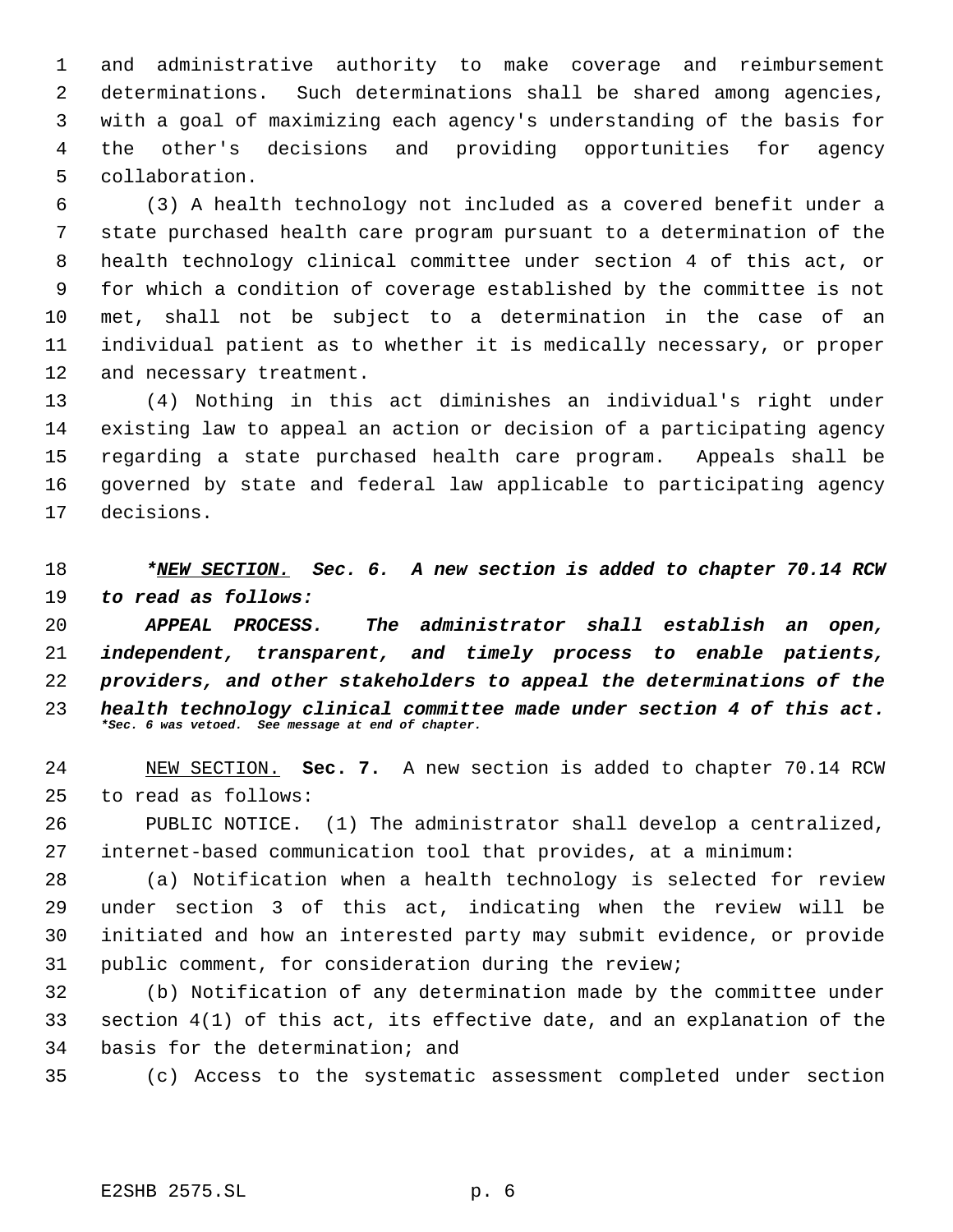and administrative authority to make coverage and reimbursement determinations. Such determinations shall be shared among agencies, with a goal of maximizing each agency's understanding of the basis for the other's decisions and providing opportunities for agency collaboration.

(3) A health technology not included as a covered benefit under a state purchased health care program pursuant to a determination of the health technology clinical committee under section 4 of this act, or for which a condition of coverage established by the committee is not met, shall not be subject to a determination in the case of an individual patient as to whether it is medically necessary, or proper and necessary treatment.

(4) Nothing in this act diminishes an individual's right under existing law to appeal an action or decision of a participating agency regarding a state purchased health care program. Appeals shall be governed by state and federal law applicable to participating agency decisions.

***<u>NEW SECTION.</u> Sec. 6. A new section is added to chapter 70.14 RCW to read as follows:***

***APPEAL PROCESS. The administrator shall establish an open, independent, transparent, and timely process to enable patients, providers, and other stakeholders to appeal the determinations of the health technology clinical committee made under section 4 of this act.***
***\*Sec. 6 was vetoed. See message at end of chapter.***

<u>NEW SECTION.</u> **Sec. 7.** A new section is added to chapter 70.14 RCW to read as follows:

PUBLIC NOTICE. (1) The administrator shall develop a centralized, internet-based communication tool that provides, at a minimum:

(a) Notification when a health technology is selected for review under section 3 of this act, indicating when the review will be initiated and how an interested party may submit evidence, or provide public comment, for consideration during the review;

(b) Notification of any determination made by the committee under section 4(1) of this act, its effective date, and an explanation of the basis for the determination; and

(c) Access to the systematic assessment completed under section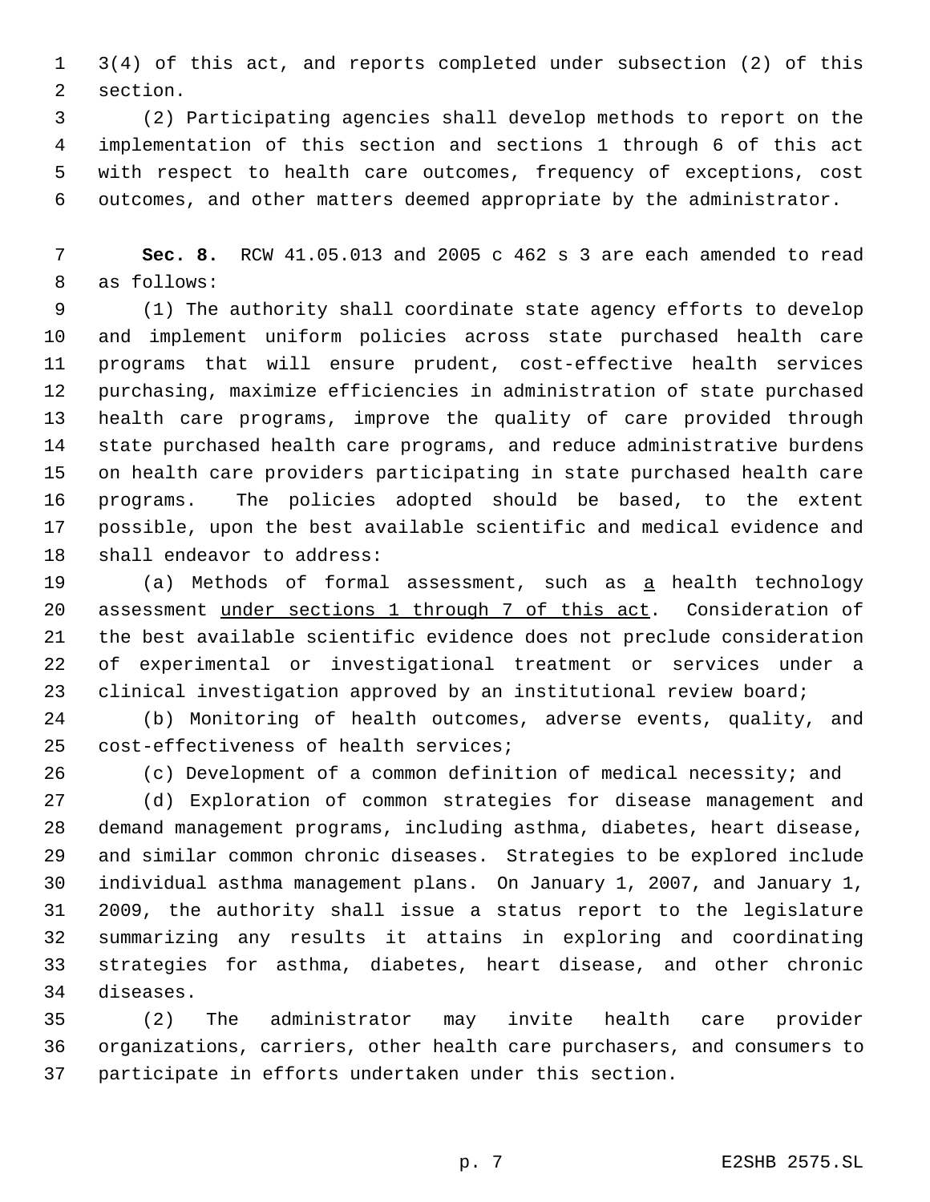3(4) of this act, and reports completed under subsection (2) of this section.

(2) Participating agencies shall develop methods to report on the implementation of this section and sections 1 through 6 of this act with respect to health care outcomes, frequency of exceptions, cost outcomes, and other matters deemed appropriate by the administrator.

**Sec. 8.** RCW 41.05.013 and 2005 c 462 s 3 are each amended to read as follows:

(1) The authority shall coordinate state agency efforts to develop and implement uniform policies across state purchased health care programs that will ensure prudent, cost-effective health services purchasing, maximize efficiencies in administration of state purchased health care programs, improve the quality of care provided through state purchased health care programs, and reduce administrative burdens on health care providers participating in state purchased health care programs. The policies adopted should be based, to the extent possible, upon the best available scientific and medical evidence and shall endeavor to address:

(a) Methods of formal assessment, such as <u>a</u> health technology assessment <u>under sections 1 through 7 of this act</u>. Consideration of the best available scientific evidence does not preclude consideration of experimental or investigational treatment or services under a clinical investigation approved by an institutional review board;

(b) Monitoring of health outcomes, adverse events, quality, and cost-effectiveness of health services;

(c) Development of a common definition of medical necessity; and

(d) Exploration of common strategies for disease management and demand management programs, including asthma, diabetes, heart disease, and similar common chronic diseases. Strategies to be explored include individual asthma management plans. On January 1, 2007, and January 1, 2009, the authority shall issue a status report to the legislature summarizing any results it attains in exploring and coordinating strategies for asthma, diabetes, heart disease, and other chronic diseases.

(2) The administrator may invite health care provider organizations, carriers, other health care purchasers, and consumers to participate in efforts undertaken under this section.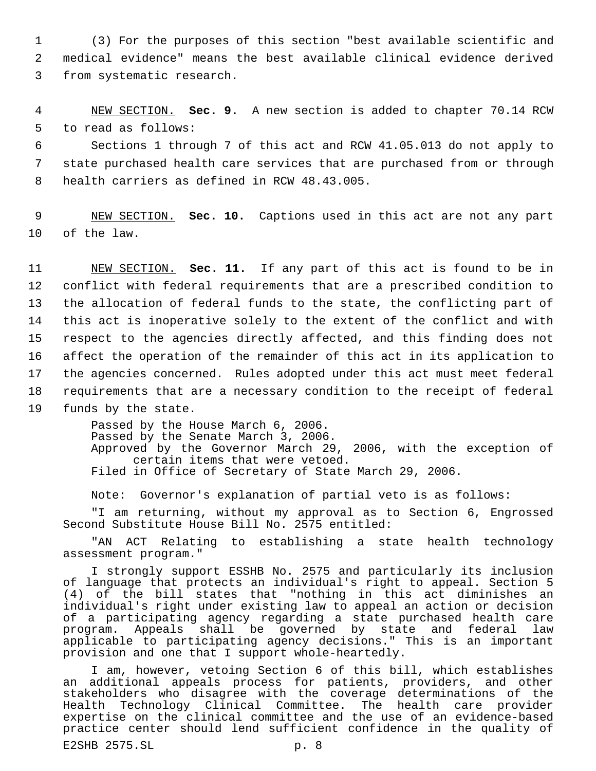(3) For the purposes of this section "best available scientific and medical evidence" means the best available clinical evidence derived from systematic research.

NEW SECTION. **Sec. 9.** A new section is added to chapter 70.14 RCW to read as follows:

Sections 1 through 7 of this act and RCW 41.05.013 do not apply to state purchased health care services that are purchased from or through health carriers as defined in RCW 48.43.005.

NEW SECTION. **Sec. 10.** Captions used in this act are not any part of the law.

NEW SECTION. **Sec. 11.** If any part of this act is found to be in conflict with federal requirements that are a prescribed condition to the allocation of federal funds to the state, the conflicting part of this act is inoperative solely to the extent of the conflict and with respect to the agencies directly affected, and this finding does not affect the operation of the remainder of this act in its application to the agencies concerned. Rules adopted under this act must meet federal requirements that are a necessary condition to the receipt of federal funds by the state.

Passed by the House March 6, 2006.
Passed by the Senate March 3, 2006.
Approved by the Governor March 29, 2006, with the exception of certain items that were vetoed.
Filed in Office of Secretary of State March 29, 2006.

Note: Governor's explanation of partial veto is as follows:

"I am returning, without my approval as to Section 6, Engrossed Second Substitute House Bill No. 2575 entitled:

"AN ACT Relating to establishing a state health technology assessment program."

I strongly support ESSHB No. 2575 and particularly its inclusion of language that protects an individual's right to appeal. Section 5 (4) of the bill states that "nothing in this act diminishes an individual's right under existing law to appeal an action or decision of a participating agency regarding a state purchased health care program. Appeals shall be governed by state and federal law applicable to participating agency decisions." This is an important provision and one that I support whole-heartedly.

I am, however, vetoing Section 6 of this bill, which establishes an additional appeals process for patients, providers, and other stakeholders who disagree with the coverage determinations of the Health Technology Clinical Committee. The health care provider expertise on the clinical committee and the use of an evidence-based practice center should lend sufficient confidence in the quality of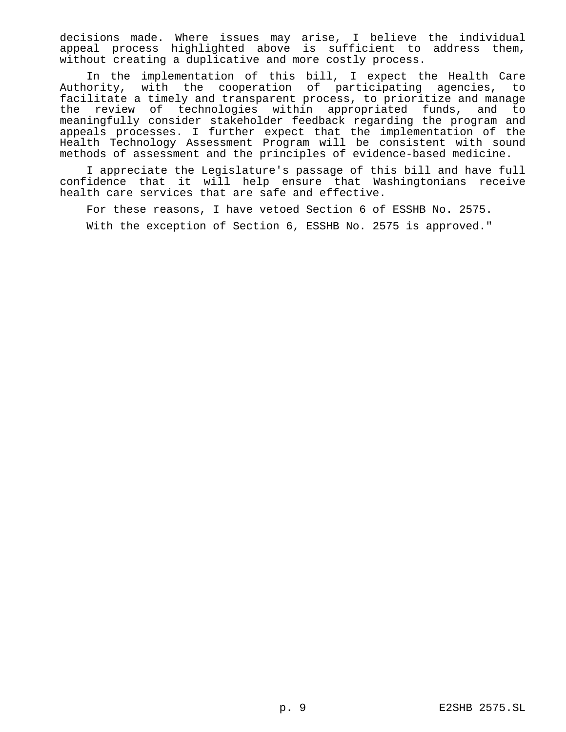decisions made. Where issues may arise, I believe the individual appeal process highlighted above is sufficient to address them, without creating a duplicative and more costly process.

In the implementation of this bill, I expect the Health Care Authority, with the cooperation of participating agencies, to facilitate a timely and transparent process, to prioritize and manage the review of technologies within appropriated funds, and to meaningfully consider stakeholder feedback regarding the program and appeals processes. I further expect that the implementation of the Health Technology Assessment Program will be consistent with sound methods of assessment and the principles of evidence-based medicine.

I appreciate the Legislature's passage of this bill and have full confidence that it will help ensure that Washingtonians receive health care services that are safe and effective.

For these reasons, I have vetoed Section 6 of ESSHB No. 2575.

With the exception of Section 6, ESSHB No. 2575 is approved."